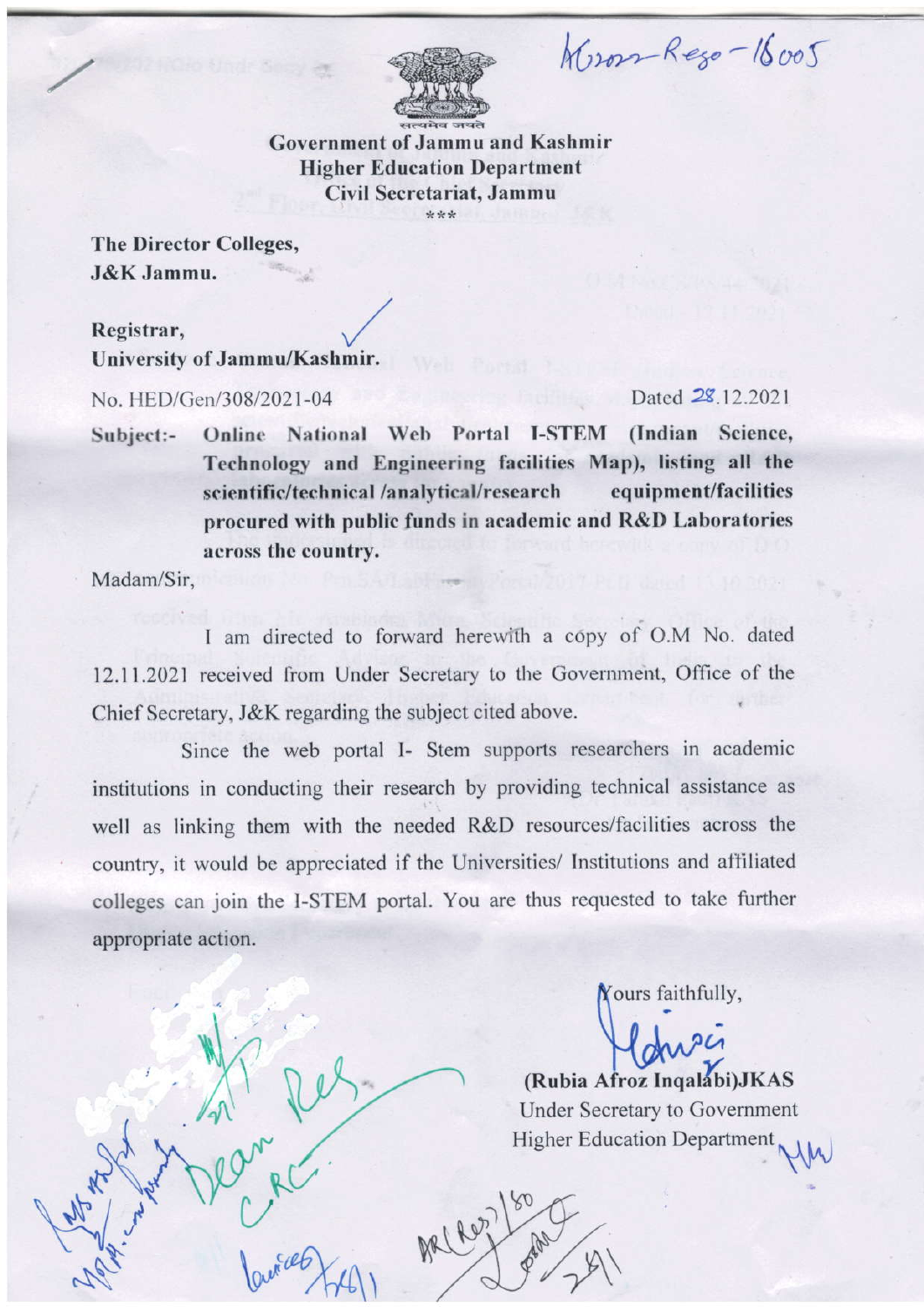Government of Jammu and Kashmir
Higher Education Department
Civil Secretariat, Jammu

\*\*\*

The Director Colleges,
J&K Jammu.

Registrar,
University of Jammu/Kashmir.

No. HED/Gen/308/2021-04 Dated 28.12.2021

**Subject:-** **Online National Web Portal I-STEM (Indian Science, Technology and Engineering facilities Map), listing all the scientific/technical /analytical/research equipment/facilities procured with public funds in academic and R&D Laboratories across the country.**

Madam/Sir,

I am directed to forward herewith a copy of O.M No. dated 12.11.2021 received from Under Secretary to the Government, Office of the Chief Secretary, J&K regarding the subject cited above.

Since the web portal I- Stem supports researchers in academic institutions in conducting their research by providing technical assistance as well as linking them with the needed R&D resources/facilities across the country, it would be appreciated if the Universities/ Institutions and affiliated colleges can join the I-STEM portal. You are thus requested to take further appropriate action.

Yours faithfully,

(Rubia Afroz Inqalabi)JKAS
Under Secretary to Government
Higher Education Department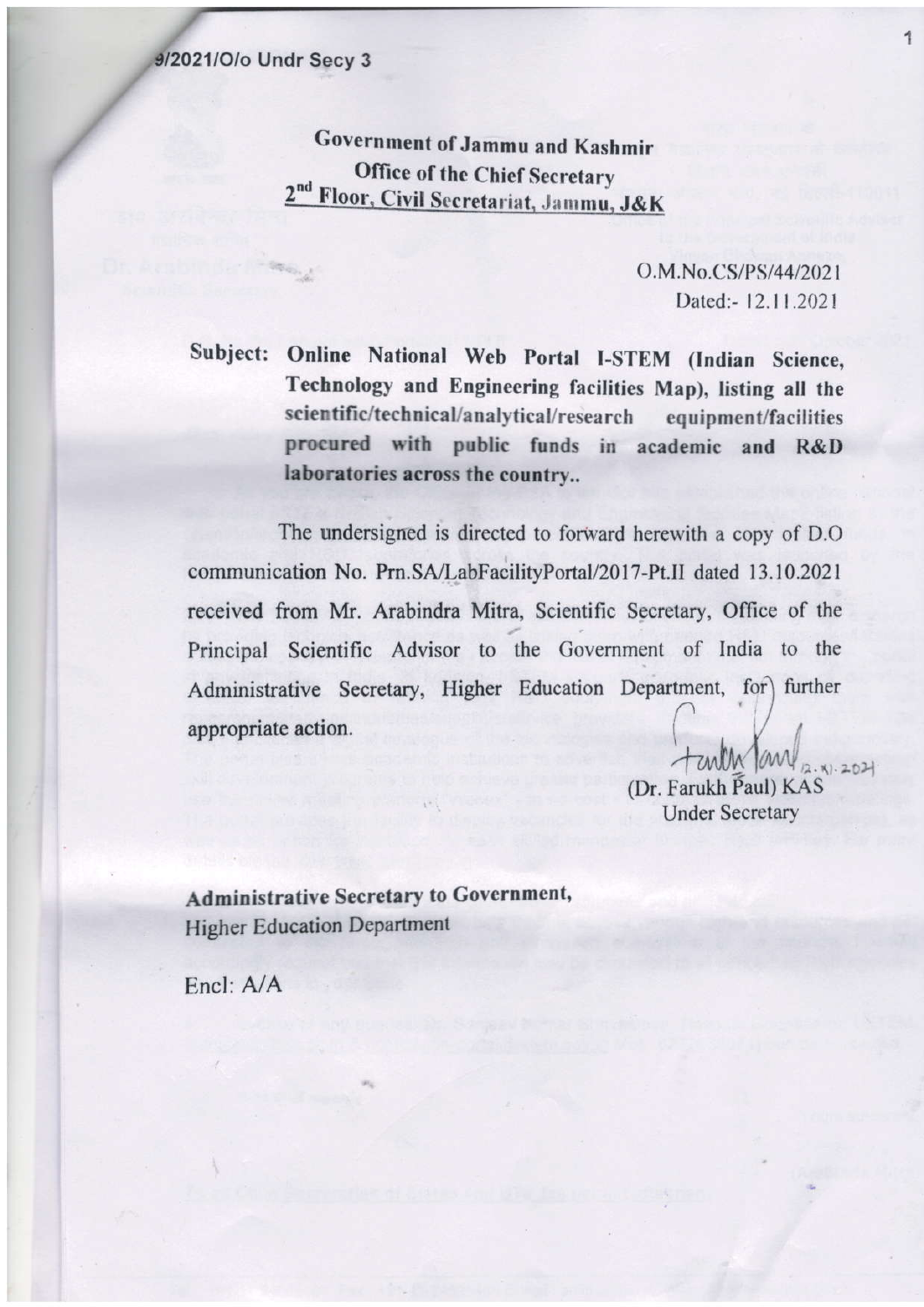9/2021/O/o Undr Secy 3

**Government of Jammu and Kashmir**
**Office of the Chief Secretary**
**2nd Floor, Civil Secretariat, Jammu, J&K**

O.M.No.CS/PS/44/2021
Dated:- 12.11.2021

**Subject: Online National Web Portal I-STEM (Indian Science, Technology and Engineering facilities Map), listing all the scientific/technical/analytical/research equipment/facilities procured with public funds in academic and R&D laboratories across the country..**

The undersigned is directed to forward herewith a copy of D.O communication No. Prn.SA/LabFacilityPortal/2017-Pt.II dated 13.10.2021 received from Mr. Arabindra Mitra, Scientific Secretary, Office of the Principal Scientific Advisor to the Government of India to the Administrative Secretary, Higher Education Department, for further appropriate action.

12.11.2021

(Dr. Farukh Paul) KAS
Under Secretary

**Administrative Secretary to Government,**
Higher Education Department

Encl: A/A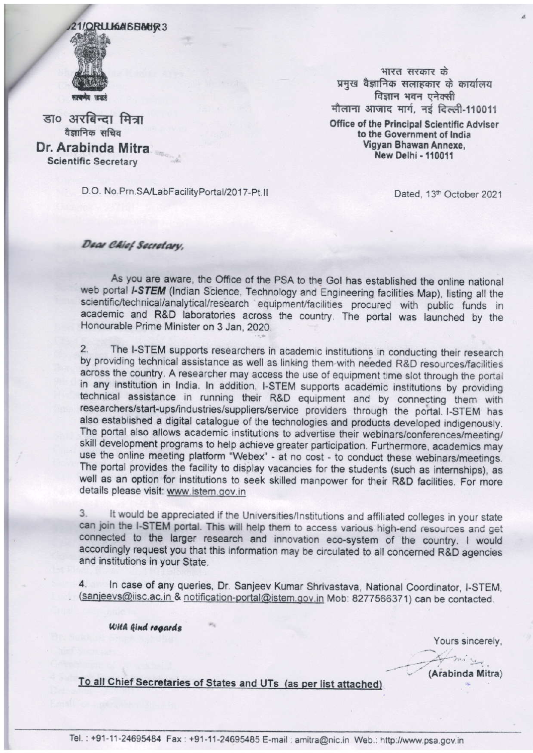21/QRUKASSBHR3

डा० अरबिन्दा मित्रा
वैज्ञानिक सचिव

**Dr. Arabinda Mitra**
Scientific Secretary

भारत सरकार के
प्रमुख वैज्ञानिक सलाहकार के कार्यालय
विज्ञान भवन एनेक्सी
मौलाना आजाद मार्ग, नई दिल्ली-110011

**Office of the Principal Scientific Adviser to the Government of India**
**Vigyan Bhawan Annexe,**
**New Delhi - 110011**

D.O. No.Prn.SA/LabFacilityPortal/2017-Pt.II

Dated, 13th October 2021

*Dear Chief Secretary,*

As you are aware, the Office of the PSA to the GoI has established the online national web portal ***I-STEM*** (Indian Science, Technology and Engineering facilities Map), listing all the scientific/technical/analytical/research equipment/facilities procured with public funds in academic and R&D laboratories across the country. The portal was launched by the Honourable Prime Minister on 3 Jan, 2020.

2. The I-STEM supports researchers in academic institutions in conducting their research by providing technical assistance as well as linking them with needed R&D resources/facilities across the country. A researcher may access the use of equipment time slot through the portal in any institution in India. In addition, I-STEM supports academic institutions by providing technical assistance in running their R&D equipment and by connecting them with researchers/start-ups/industries/suppliers/service providers through the portal. I-STEM has also established a digital catalogue of the technologies and products developed indigenously. The portal also allows academic institutions to advertise their webinars/conferences/meeting/ skill development programs to help achieve greater participation. Furthermore, academics may use the online meeting platform "Webex" - at no cost - to conduct these webinars/meetings. The portal provides the facility to display vacancies for the students (such as internships), as well as an option for institutions to seek skilled manpower for their R&D facilities. For more details please visit: www.istem.gov.in

3. It would be appreciated if the Universities/Institutions and affiliated colleges in your state can join the I-STEM portal. This will help them to access various high-end resources and get connected to the larger research and innovation eco-system of the country. I would accordingly request you that this information may be circulated to all concerned R&D agencies and institutions in your State.

4. In case of any queries, Dr. Sanjeev Kumar Shrivastava, National Coordinator, I-STEM, (sanjeevs@iisc.ac.in & notification-portal@istem.gov.in Mob: 8277566371) can be contacted.

*With kind regards*

Yours sincerely,

(Arabinda Mitra)

To all Chief Secretaries of States and UTs (as per list attached)

Tel.: +91-11-24695484 Fax: +91-11-24695485 E-mail: amitra@nic.in Web.: http://www.psa.gov.in